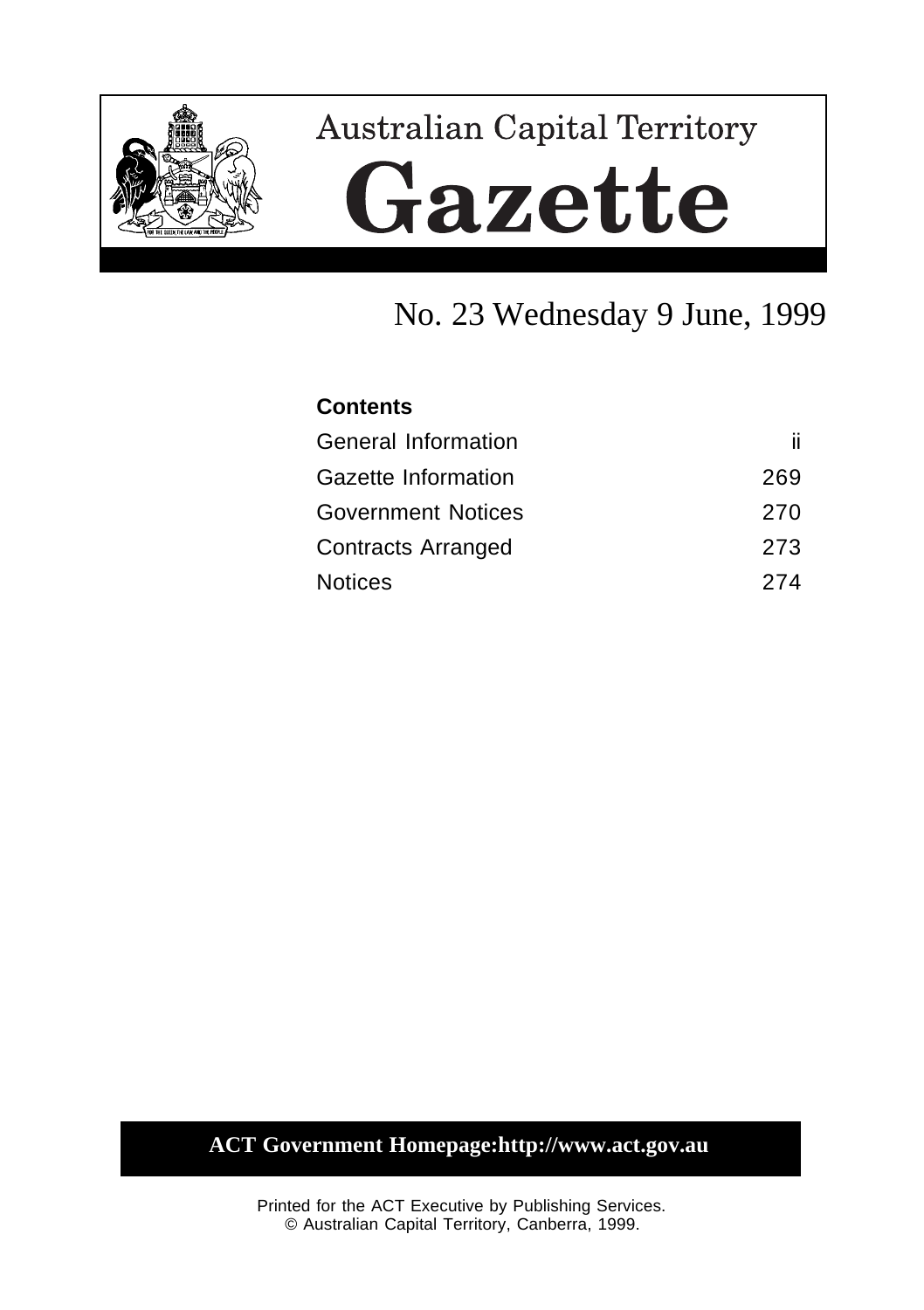# Australian Capital Territory

# Gazette

## No. 23 Wednesday 9 June, 1999

**Contents**

| | |
|---|---|
| General Information | ii |
| Gazette Information | 269 |
| Government Notices | 270 |
| Contracts Arranged | 273 |
| Notices | 274 |

**ACT Government Homepage:http://www.act.gov.au**

Printed for the ACT Executive by Publishing Services.
© Australian Capital Territory, Canberra, 1999.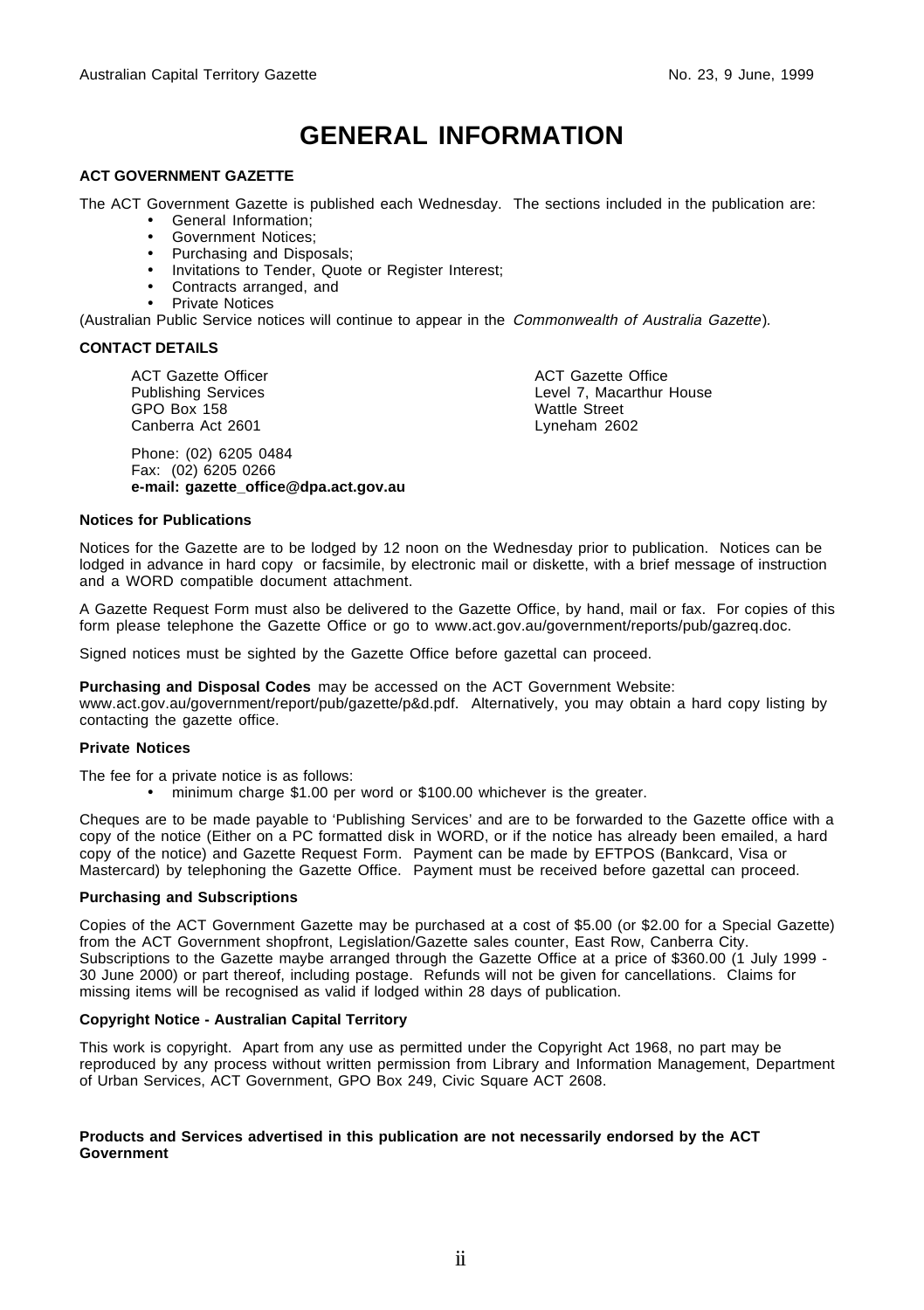# GENERAL INFORMATION

**ACT GOVERNMENT GAZETTE**

The ACT Government Gazette is published each Wednesday. The sections included in the publication are:

- General Information;
- Government Notices;
- Purchasing and Disposals;
- Invitations to Tender, Quote or Register Interest;
- Contracts arranged, and
- Private Notices

(Australian Public Service notices will continue to appear in the *Commonwealth of Australia Gazette*).

**CONTACT DETAILS**

ACT Gazette Officer
Publishing Services
GPO Box 158
Canberra Act 2601

ACT Gazette Office
Level 7, Macarthur House
Wattle Street
Lyneham 2602

Phone: (02) 6205 0484
Fax: (02) 6205 0266
**e-mail: gazette_office@dpa.act.gov.au**

**Notices for Publications**

Notices for the Gazette are to be lodged by 12 noon on the Wednesday prior to publication. Notices can be lodged in advance in hard copy or facsimile, by electronic mail or diskette, with a brief message of instruction and a WORD compatible document attachment.

A Gazette Request Form must also be delivered to the Gazette Office, by hand, mail or fax. For copies of this form please telephone the Gazette Office or go to www.act.gov.au/government/reports/pub/gazreq.doc.

Signed notices must be sighted by the Gazette Office before gazettal can proceed.

**Purchasing and Disposal Codes** may be accessed on the ACT Government Website: www.act.gov.au/government/report/pub/gazette/p&d.pdf. Alternatively, you may obtain a hard copy listing by contacting the gazette office.

**Private Notices**

The fee for a private notice is as follows:

- minimum charge $1.00 per word or $100.00 whichever is the greater.

Cheques are to be made payable to 'Publishing Services' and are to be forwarded to the Gazette office with a copy of the notice (Either on a PC formatted disk in WORD, or if the notice has already been emailed, a hard copy of the notice) and Gazette Request Form. Payment can be made by EFTPOS (Bankcard, Visa or Mastercard) by telephoning the Gazette Office. Payment must be received before gazettal can proceed.

**Purchasing and Subscriptions**

Copies of the ACT Government Gazette may be purchased at a cost of $5.00 (or $2.00 for a Special Gazette) from the ACT Government shopfront, Legislation/Gazette sales counter, East Row, Canberra City. Subscriptions to the Gazette maybe arranged through the Gazette Office at a price of $360.00 (1 July 1999 - 30 June 2000) or part thereof, including postage. Refunds will not be given for cancellations. Claims for missing items will be recognised as valid if lodged within 28 days of publication.

**Copyright Notice - Australian Capital Territory**

This work is copyright. Apart from any use as permitted under the Copyright Act 1968, no part may be reproduced by any process without written permission from Library and Information Management, Department of Urban Services, ACT Government, GPO Box 249, Civic Square ACT 2608.

**Products and Services advertised in this publication are not necessarily endorsed by the ACT Government**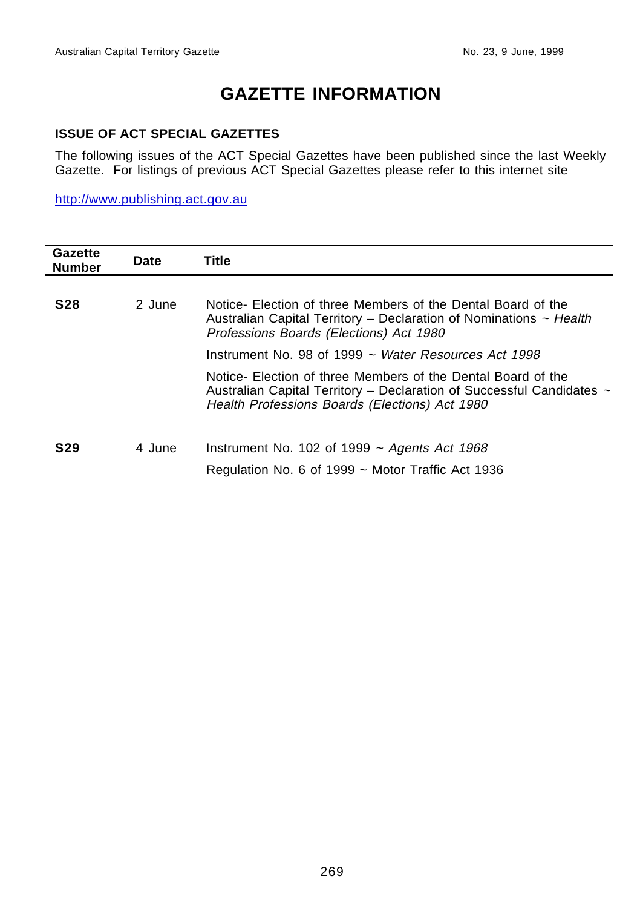# GAZETTE INFORMATION

### ISSUE OF ACT SPECIAL GAZETTES

The following issues of the ACT Special Gazettes have been published since the last Weekly Gazette. For listings of previous ACT Special Gazettes please refer to this internet site

http://www.publishing.act.gov.au

| Gazette Number | Date | Title |
|---|---|---|
| **S28** | 2 June | Notice- Election of three Members of the Dental Board of the Australian Capital Territory – Declaration of Nominations ~ *Health Professions Boards (Elections) Act 1980* |
| | | Instrument No. 98 of 1999 ~ *Water Resources Act 1998* |
| | | Notice- Election of three Members of the Dental Board of the Australian Capital Territory – Declaration of Successful Candidates ~ *Health Professions Boards (Elections) Act 1980* |
| **S29** | 4 June | Instrument No. 102 of 1999 ~ *Agents Act 1968* |
| | | Regulation No. 6 of 1999 ~ Motor Traffic Act 1936 |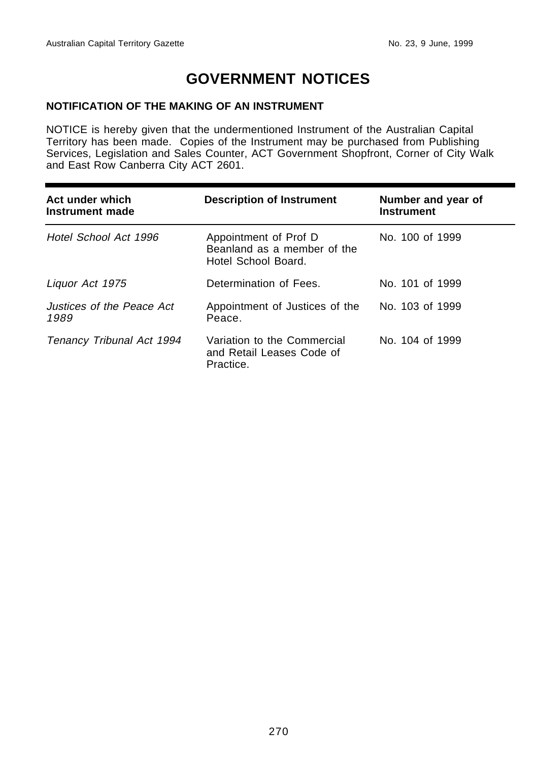# GOVERNMENT NOTICES

### NOTIFICATION OF THE MAKING OF AN INSTRUMENT

NOTICE is hereby given that the undermentioned Instrument of the Australian Capital Territory has been made. Copies of the Instrument may be purchased from Publishing Services, Legislation and Sales Counter, ACT Government Shopfront, Corner of City Walk and East Row Canberra City ACT 2601.

| Act under which Instrument made | Description of Instrument | Number and year of Instrument |
|---|---|---|
| *Hotel School Act 1996* | Appointment of Prof D Beanland as a member of the Hotel School Board. | No. 100 of 1999 |
| *Liquor Act 1975* | Determination of Fees. | No. 101 of 1999 |
| *Justices of the Peace Act 1989* | Appointment of Justices of the Peace. | No. 103 of 1999 |
| *Tenancy Tribunal Act 1994* | Variation to the Commercial and Retail Leases Code of Practice. | No. 104 of 1999 |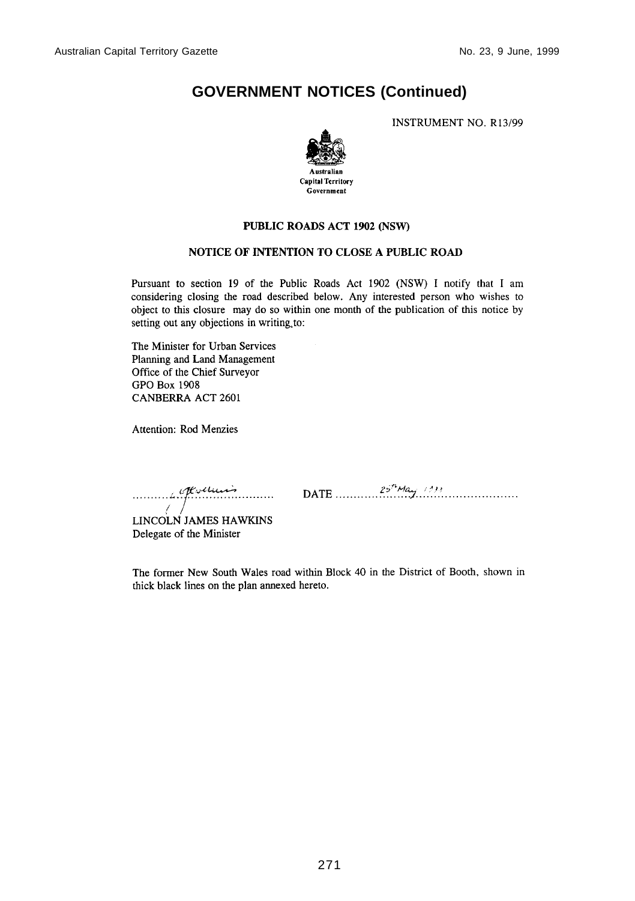# GOVERNMENT NOTICES (Continued)

INSTRUMENT NO. R13/99

Australian Capital Territory Government

**PUBLIC ROADS ACT 1902 (NSW)**

**NOTICE OF INTENTION TO CLOSE A PUBLIC ROAD**

Pursuant to section 19 of the Public Roads Act 1902 (NSW) I notify that I am considering closing the road described below. Any interested person who wishes to object to this closure may do so within one month of the publication of this notice by setting out any objections in writing to:

The Minister for Urban Services
Planning and Land Management
Office of the Chief Surveyor
GPO Box 1908
CANBERRA ACT 2601

Attention: Rod Menzies

LINCOLN JAMES HAWKINS
Delegate of the Minister

DATE 25th May 1999

The former New South Wales road within Block 40 in the District of Booth, shown in thick black lines on the plan annexed hereto.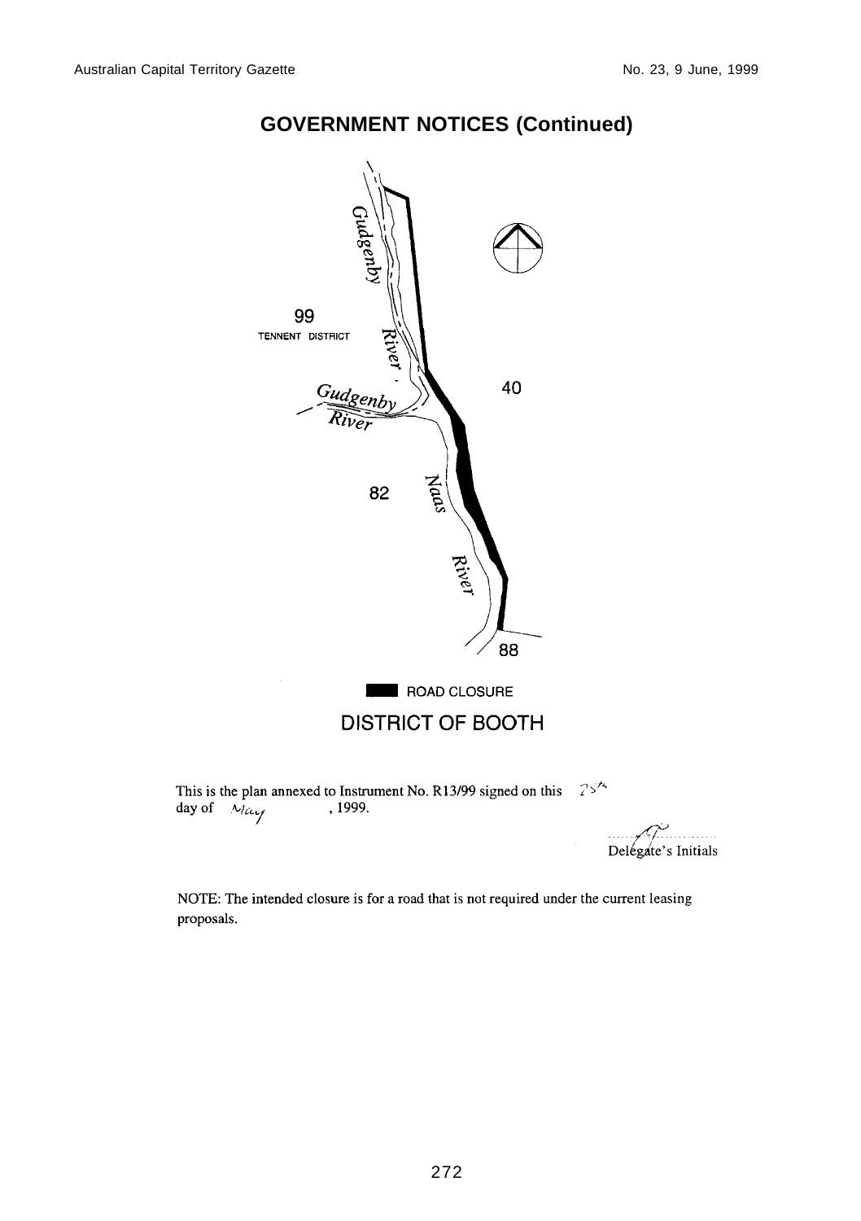## GOVERNMENT NOTICES (Continued)

99
TENNENT DISTRICT

Gudgenby River

Gudgenby River

40

82

Naas River

88

ROAD CLOSURE

DISTRICT OF BOOTH

This is the plan annexed to Instrument No. R13/99 signed on this 25th day of May, 1999.

Delegate's Initials

NOTE: The intended closure is for a road that is not required under the current leasing proposals.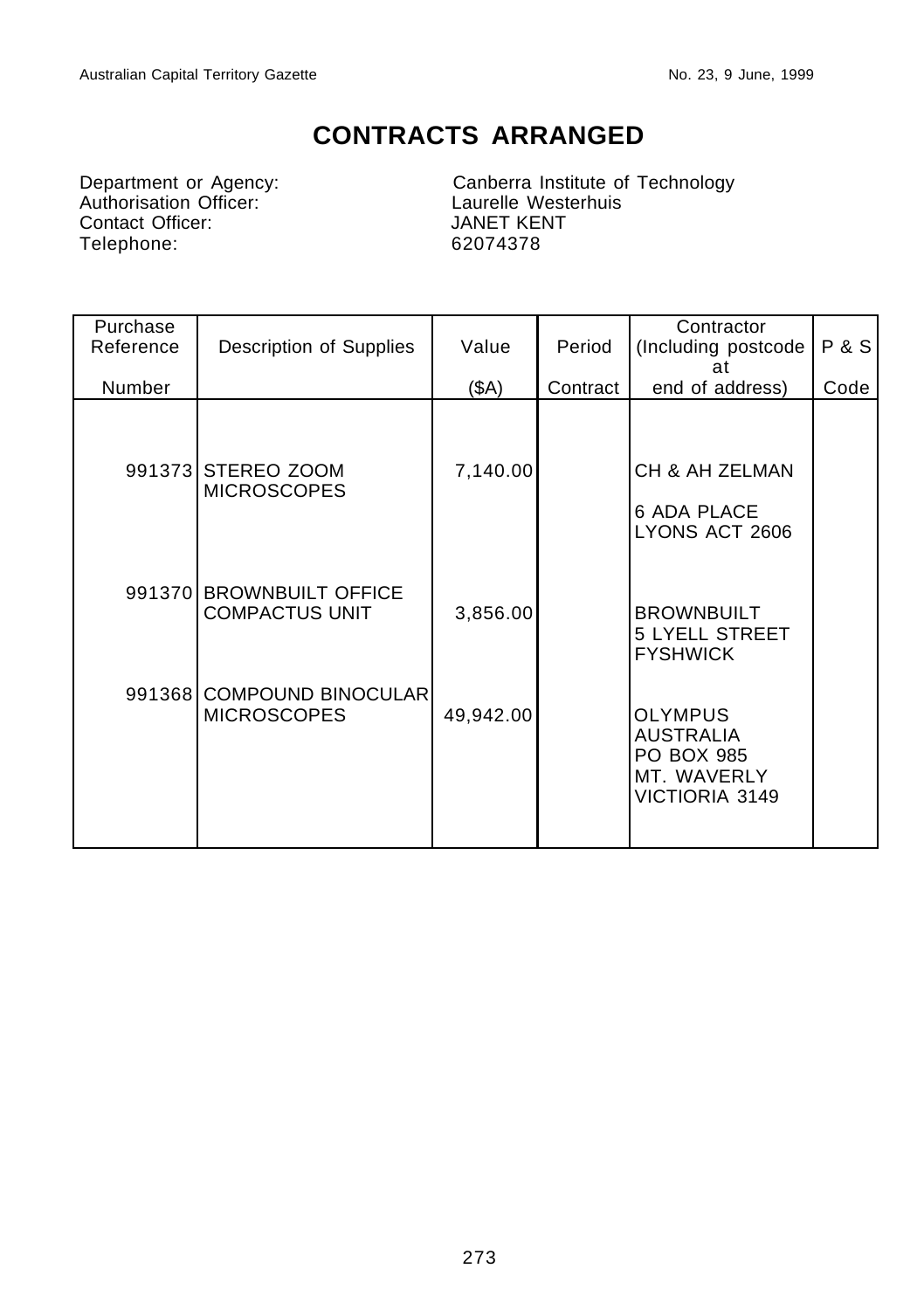# CONTRACTS ARRANGED

Department or Agency: Canberra Institute of Technology
Authorisation Officer: Laurelle Westerhuis
Contact Officer: JANET KENT
Telephone: 62074378

| Purchase Reference Number | Description of Supplies | Value ($A) | Period Contract | Contractor (Including postcode at end of address) | P & S Code |
|---|---|---|---|---|---|
| 991373 | STEREO ZOOM MICROSCOPES | 7,140.00 | | CH & AH ZELMAN 6 ADA PLACE LYONS ACT 2606 | |
| 991370 | BROWNBUILT OFFICE COMPACTUS UNIT | 3,856.00 | | BROWNBUILT 5 LYELL STREET FYSHWICK | |
| 991368 | COMPOUND BINOCULAR MICROSCOPES | 49,942.00 | | OLYMPUS AUSTRALIA PO BOX 985 MT. WAVERLY VICTORIA 3149 | |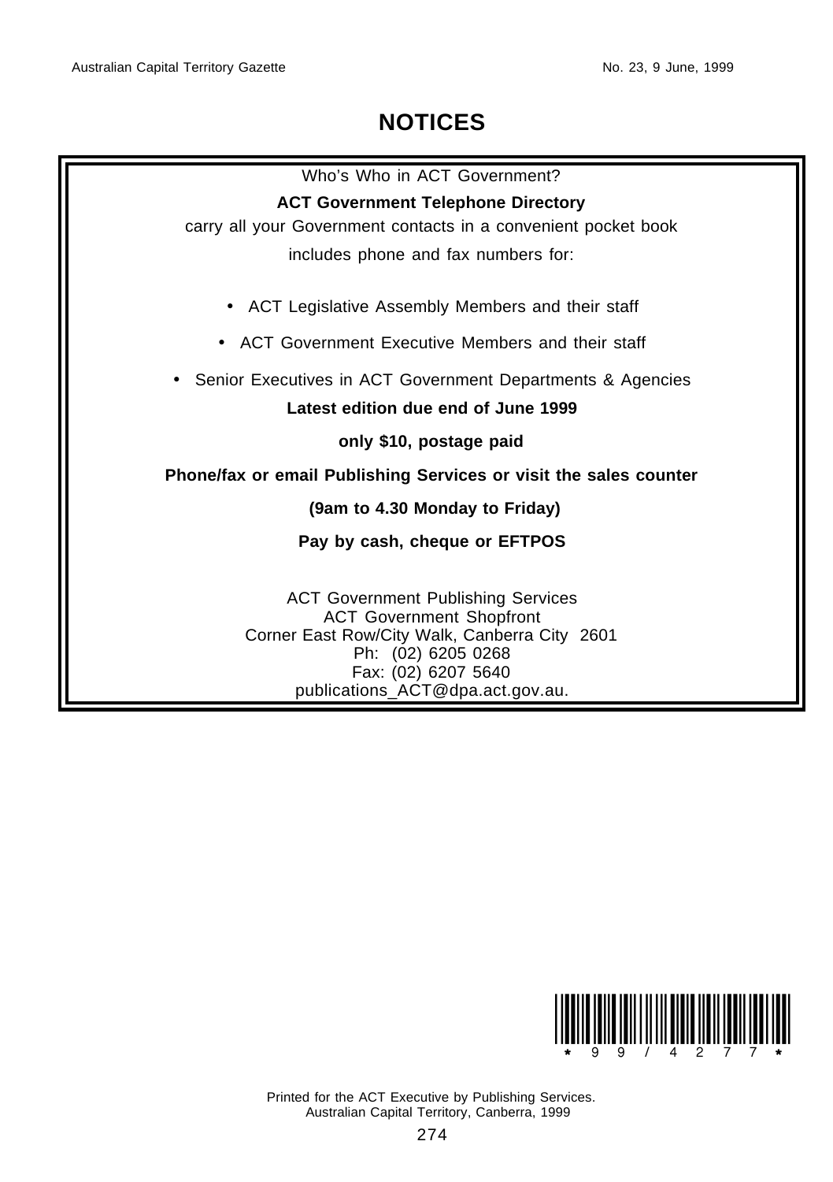# NOTICES

Who's Who in ACT Government?

**ACT Government Telephone Directory**

carry all your Government contacts in a convenient pocket book

includes phone and fax numbers for:

- ACT Legislative Assembly Members and their staff
- ACT Government Executive Members and their staff
- Senior Executives in ACT Government Departments & Agencies

**Latest edition due end of June 1999**

**only $10, postage paid**

**Phone/fax or email Publishing Services or visit the sales counter**

**(9am to 4.30 Monday to Friday)**

**Pay by cash, cheque or EFTPOS**

ACT Government Publishing Services
ACT Government Shopfront
Corner East Row/City Walk, Canberra City 2601
Ph: (02) 6205 0268
Fax: (02) 6207 5640
publications_ACT@dpa.act.gov.au.

*99/4277*

Printed for the ACT Executive by Publishing Services.
Australian Capital Territory, Canberra, 1999